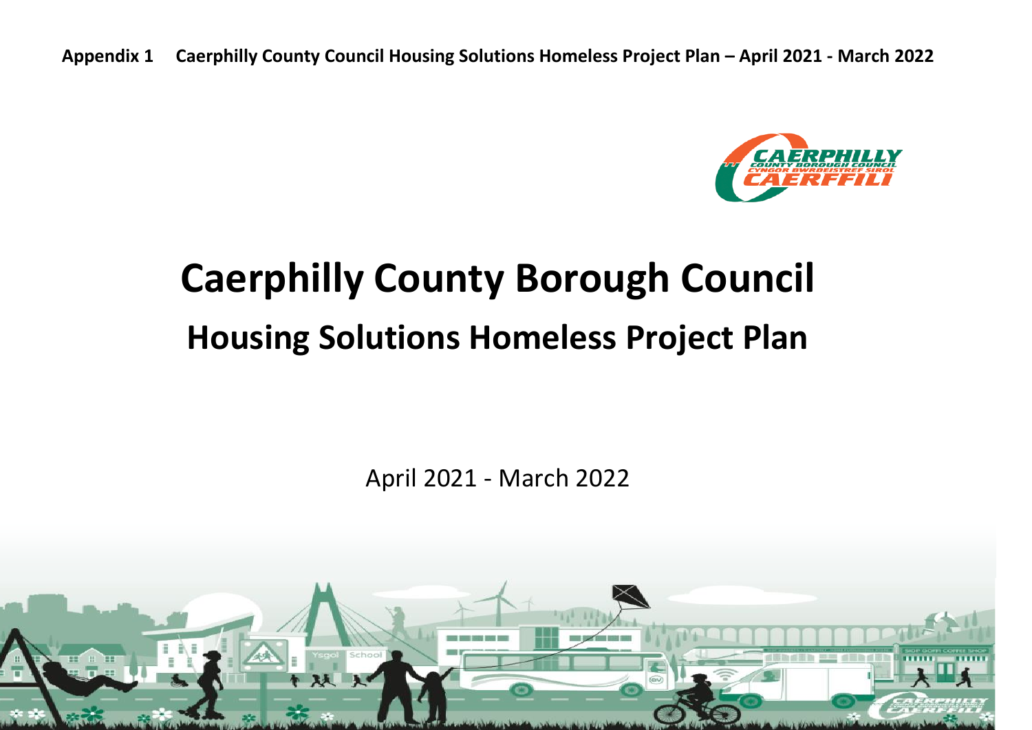Appendix 1 Caerphilly County Council Housing Solutions Homeless Project Plan – April 2021 - March 2022

# Caerphilly County Borough Council

## Housing Solutions Homeless Project Plan

April 2021 - March 2022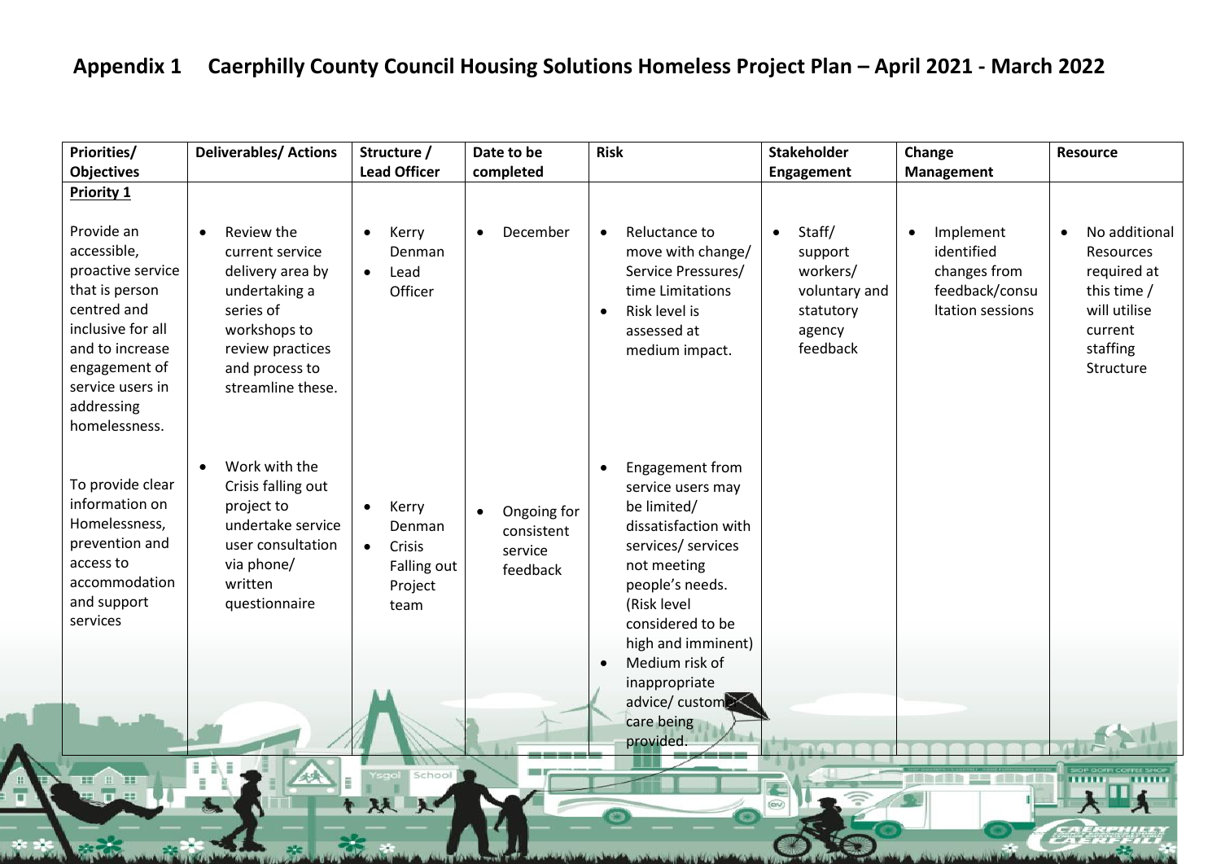## Appendix 1 Caerphilly County Council Housing Solutions Homeless Project Plan – April 2021 - March 2022

| Priorities/ Objectives | Deliverables/ Actions | Structure / Lead Officer | Date to be completed | Risk | Stakeholder Engagement | Change Management | Resource |
|---|---|---|---|---|---|---|---|
| **Priority 1**<br><br>Provide an accessible, proactive service that is person centred and inclusive for all and to increase engagement of service users in addressing homelessness. | • Review the current service delivery area by undertaking a series of workshops to review practices and process to streamline these. | • Kerry Denman<br>• Lead Officer | • December | • Reluctance to move with change/ Service Pressures/ time Limitations<br>• Risk level is assessed at medium impact. | • Staff/ support workers/ voluntary and statutory agency feedback | • Implement identified changes from feedback/consultation sessions | • No additional Resources required at this time / will utilise current staffing Structure |
| To provide clear information on Homelessness, prevention and access to accommodation and support services | • Work with the Crisis falling out project to undertake service user consultation via phone/ written questionnaire | • Kerry Denman<br>• Crisis Falling out Project team | • Ongoing for consistent service feedback | • Engagement from service users may be limited/ dissatisfaction with services/ services not meeting people's needs. (Risk level considered to be high and imminent)<br>• Medium risk of inappropriate advice/ customer care being provided. | | | |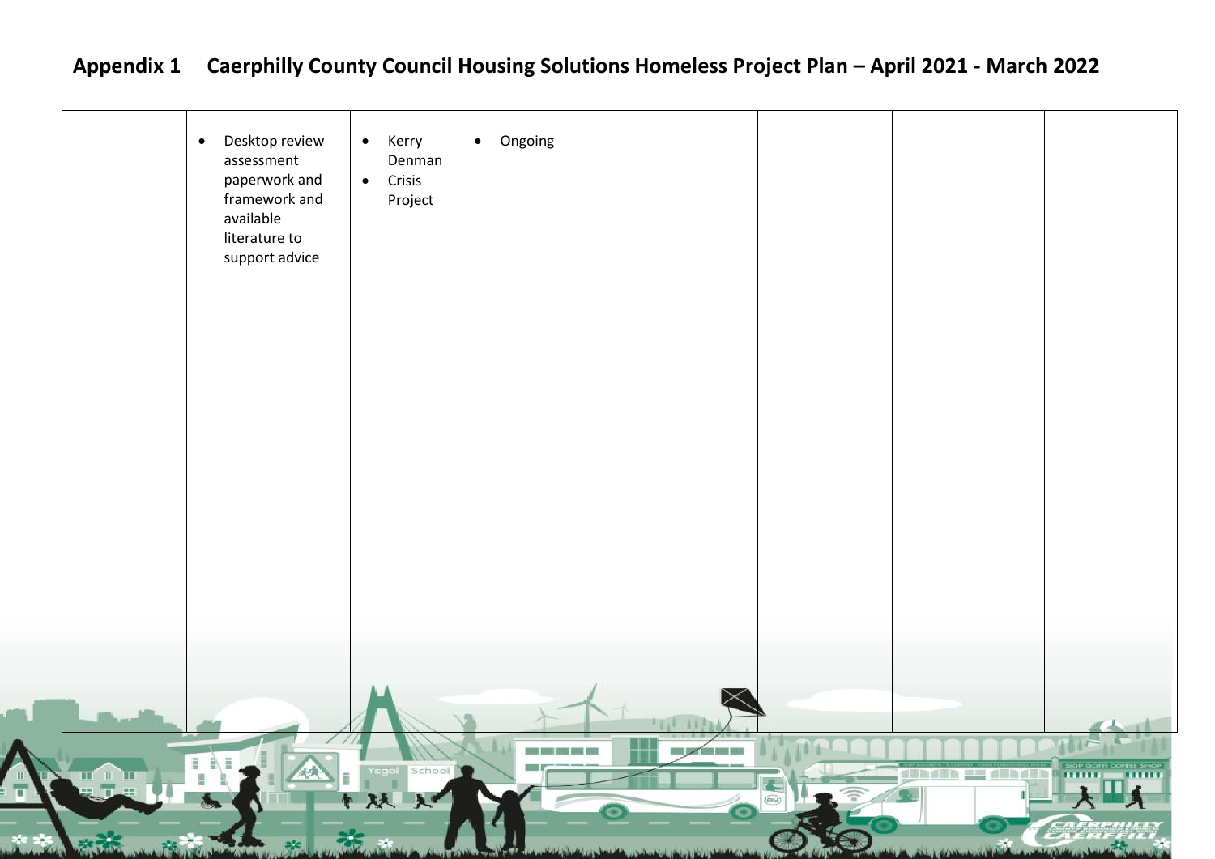## Appendix 1 Caerphilly County Council Housing Solutions Homeless Project Plan – April 2021 - March 2022

| | | | | | | | |
|---|---|---|---|---|---|---|---|
| | • Desktop review assessment paperwork and framework and available literature to support advice | • Kerry Denman<br>• Crisis Project | • Ongoing | | | | |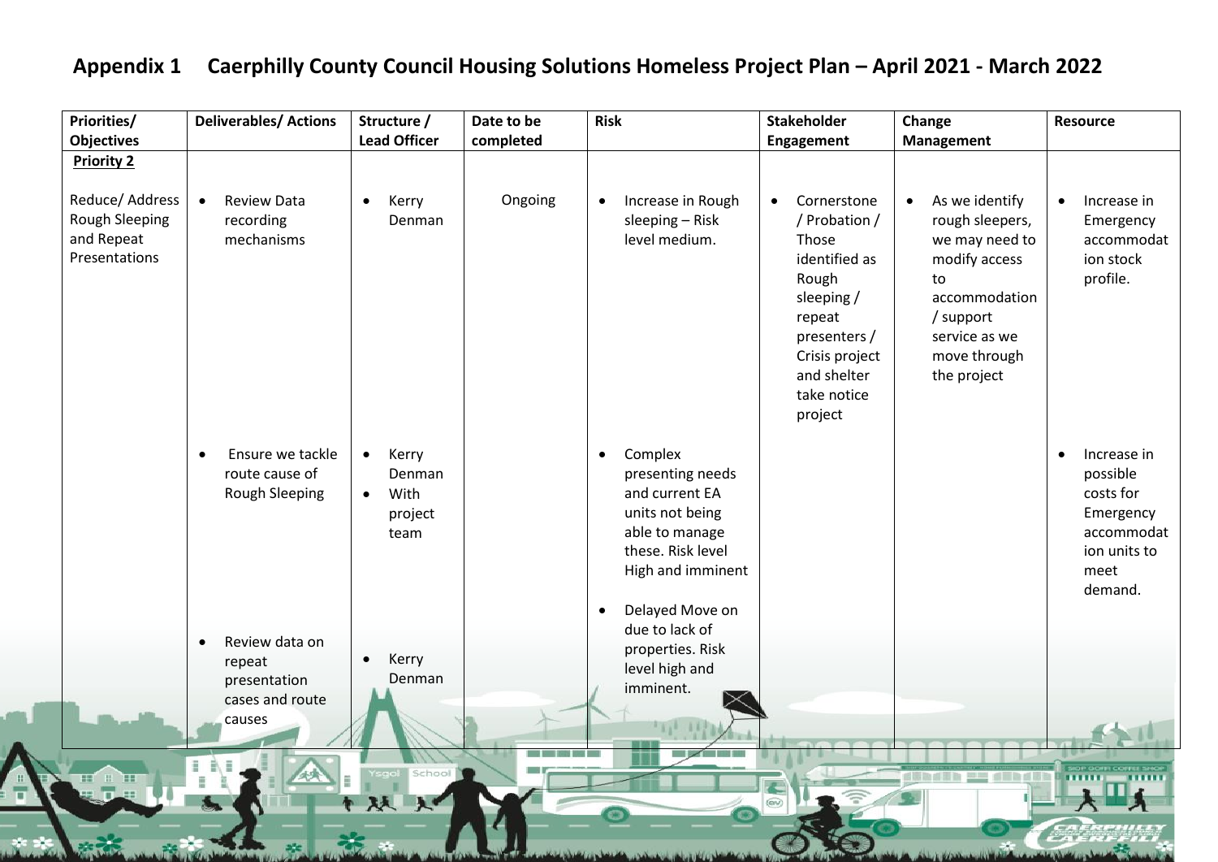# Appendix 1 Caerphilly County Council Housing Solutions Homeless Project Plan – April 2021 - March 2022

| Priorities/ Objectives | Deliverables/ Actions | Structure / Lead Officer | Date to be completed | Risk | Stakeholder Engagement | Change Management | Resource |
|---|---|---|---|---|---|---|---|
| **Priority 2**<br><br>Reduce/ Address Rough Sleeping and Repeat Presentations | • Review Data recording mechanisms | • Kerry Denman | Ongoing | • Increase in Rough sleeping – Risk level medium. | • Cornerstone / Probation / Those identified as Rough sleeping / repeat presenters / Crisis project and shelter take notice project | • As we identify rough sleepers, we may need to modify access to accommodation / support service as we move through the project | • Increase in Emergency accommodation stock profile. |
| | • Ensure we tackle route cause of Rough Sleeping | • Kerry Denman<br>• With project team | | • Complex presenting needs and current EA units not being able to manage these. Risk level High and imminent<br><br>• Delayed Move on due to lack of properties. Risk level high and imminent. | | | • Increase in possible costs for Emergency accommodation units to meet demand. |
| | • Review data on repeat presentation cases and route causes | • Kerry Denman | | | | | |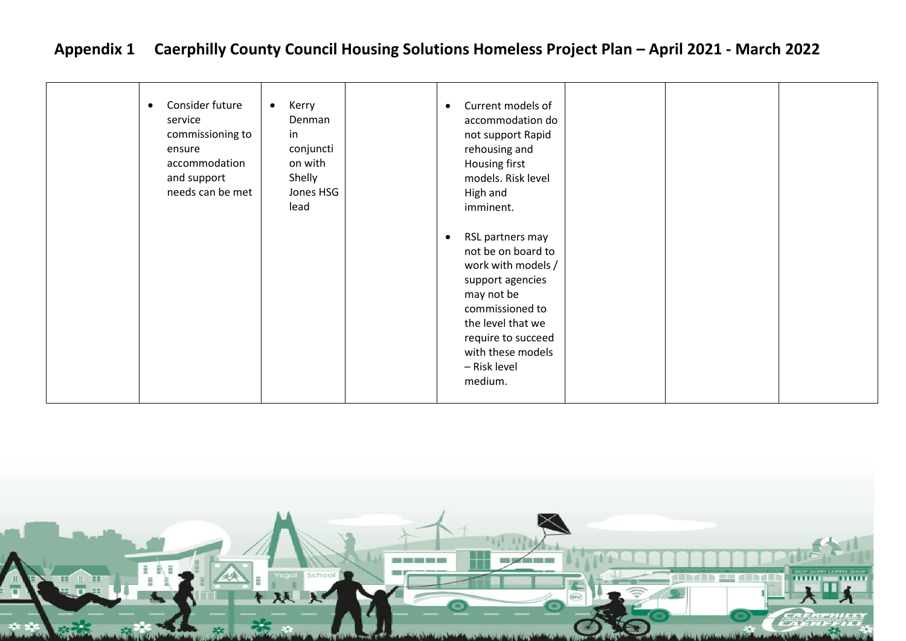## Appendix 1 Caerphilly County Council Housing Solutions Homeless Project Plan – April 2021 - March 2022

| | | | | | | | |
|---|---|---|---|---|---|---|---|
| | • Consider future service commissioning to ensure accommodation and support needs can be met | • Kerry Denman in conjunction with Shelly Jones HSG lead | | • Current models of accommodation do not support Rapid rehousing and Housing first models. Risk level High and imminent.<br><br>• RSL partners may not be on board to work with models / support agencies may not be commissioned to the level that we require to succeed with these models – Risk level medium. | | | |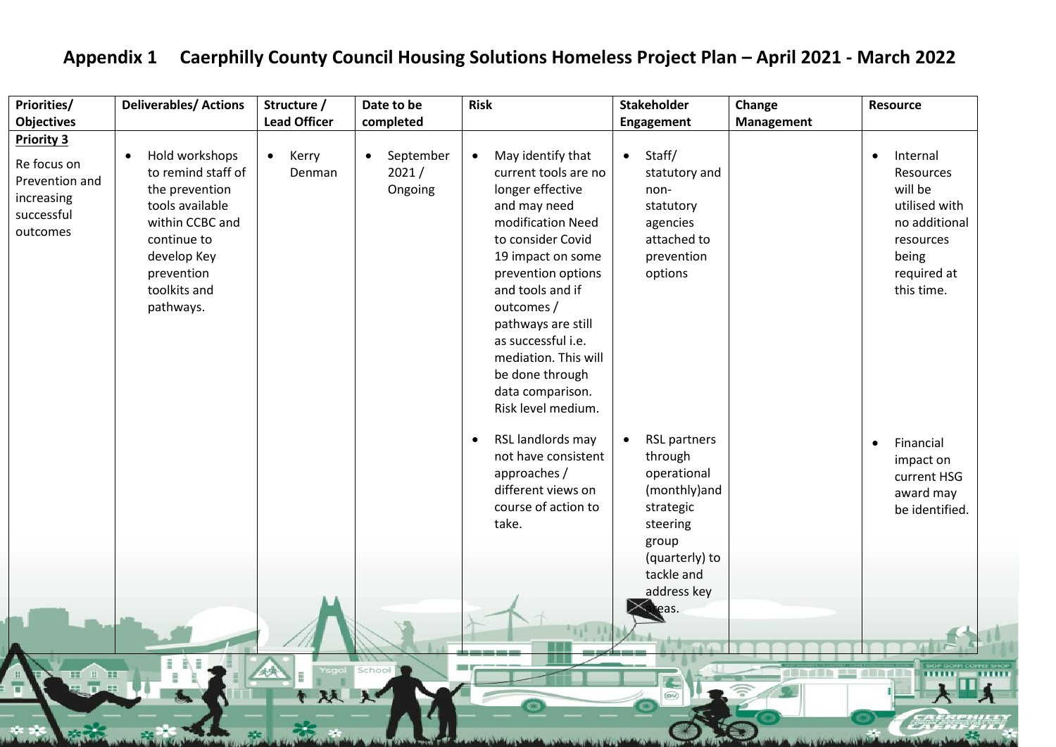# Appendix 1 Caerphilly County Council Housing Solutions Homeless Project Plan – April 2021 - March 2022

| Priorities/ Objectives | Deliverables/ Actions | Structure / Lead Officer | Date to be completed | Risk | Stakeholder Engagement | Change Management | Resource |
|---|---|---|---|---|---|---|---|
| **Priority 3**<br><br>Re focus on Prevention and increasing successful outcomes | • Hold workshops to remind staff of the prevention tools available within CCBC and continue to develop Key prevention toolkits and pathways. | • Kerry Denman | • September 2021 / Ongoing | • May identify that current tools are no longer effective and may need modification Need to consider Covid 19 impact on some prevention options and tools and if outcomes / pathways are still as successful i.e. mediation. This will be done through data comparison. Risk level medium. | • Staff/ statutory and non-statutory agencies attached to prevention options | | • Internal Resources will be utilised with no additional resources being required at this time. |
| | | | | • RSL landlords may not have consistent approaches / different views on course of action to take. | • RSL partners through operational (monthly)and strategic steering group (quarterly) to tackle and address key areas. | | • Financial impact on current HSG award may be identified. |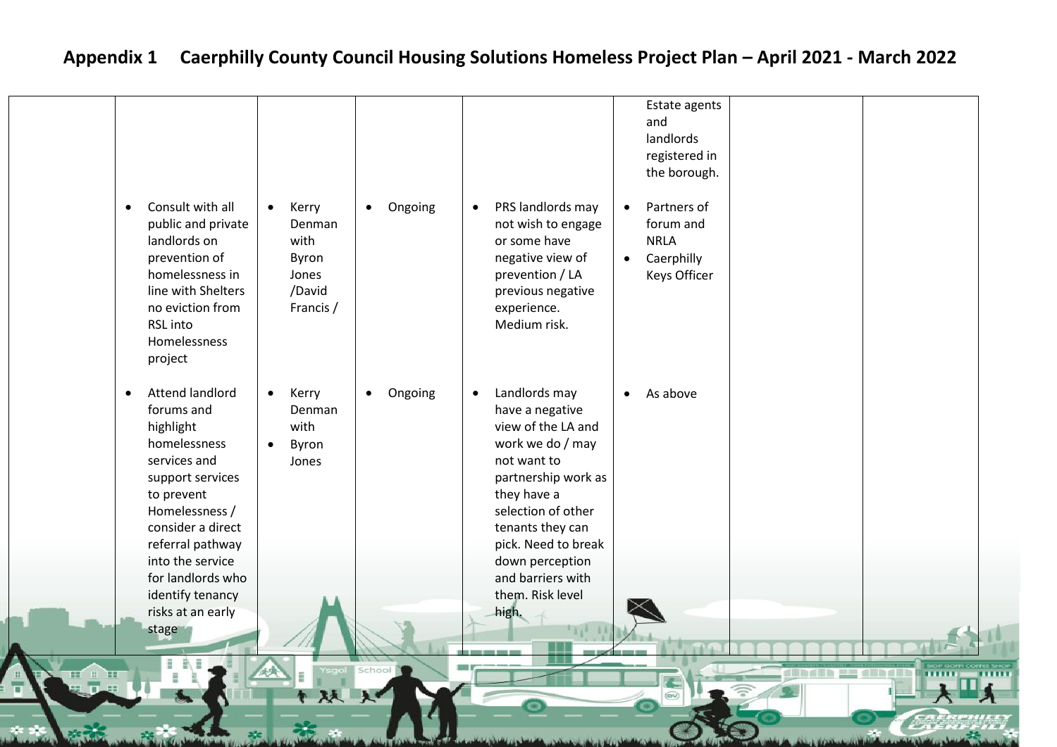## Appendix 1 Caerphilly County Council Housing Solutions Homeless Project Plan – April 2021 - March 2022

| | | | | | | | |
|---|---|---|---|---|---|---|---|
| | | | | | Estate agents and landlords registered in the borough. | | |
| | • Consult with all public and private landlords on prevention of homelessness in line with Shelters no eviction from RSL into Homelessness project | • Kerry Denman with Byron Jones /David Francis / | • Ongoing | • PRS landlords may not wish to engage or some have negative view of prevention / LA previous negative experience. Medium risk. | • Partners of forum and NRLA<br>• Caerphilly Keys Officer | | |
| | • Attend landlord forums and highlight homelessness services and support services to prevent Homelessness / consider a direct referral pathway into the service for landlords who identify tenancy risks at an early stage | • Kerry Denman with<br>• Byron Jones | • Ongoing | • Landlords may have a negative view of the LA and work we do / may not want to partnership work as they have a selection of other tenants they can pick. Need to break down perception and barriers with them. Risk level high. | • As above | | |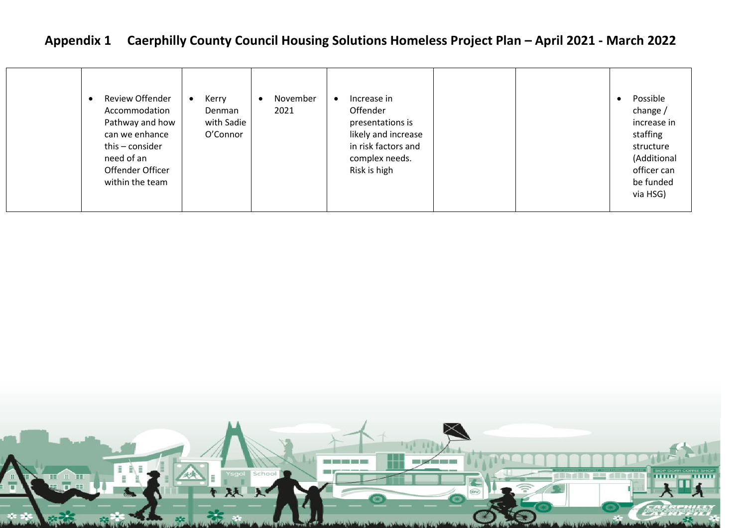## Appendix 1 Caerphilly County Council Housing Solutions Homeless Project Plan – April 2021 - March 2022

| | | | | | | | |
|---|---|---|---|---|---|---|---|
| | • Review Offender Accommodation Pathway and how can we enhance this – consider need of an Offender Officer within the team | • Kerry Denman with Sadie O'Connor | • November 2021 | • Increase in Offender presentations is likely and increase in risk factors and complex needs. Risk is high | | | • Possible change / increase in staffing structure (Additional officer can be funded via HSG) |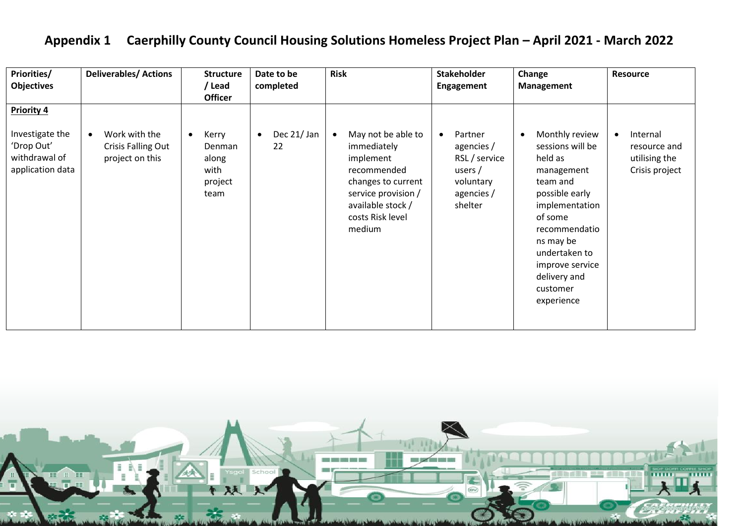## Appendix 1 Caerphilly County Council Housing Solutions Homeless Project Plan – April 2021 - March 2022

| Priorities/ Objectives | Deliverables/ Actions | Structure / Lead Officer | Date to be completed | Risk | Stakeholder Engagement | Change Management | Resource |
|---|---|---|---|---|---|---|---|
| **Priority 4**<br><br>Investigate the 'Drop Out' withdrawal of application data | • Work with the Crisis Falling Out project on this | • Kerry Denman along with project team | • Dec 21/ Jan 22 | • May not be able to immediately implement recommended changes to current service provision / available stock / costs Risk level medium | • Partner agencies / RSL / service users / voluntary agencies / shelter | • Monthly review sessions will be held as management team and possible early implementation of some recommendations may be undertaken to improve service delivery and customer experience | • Internal resource and utilising the Crisis project |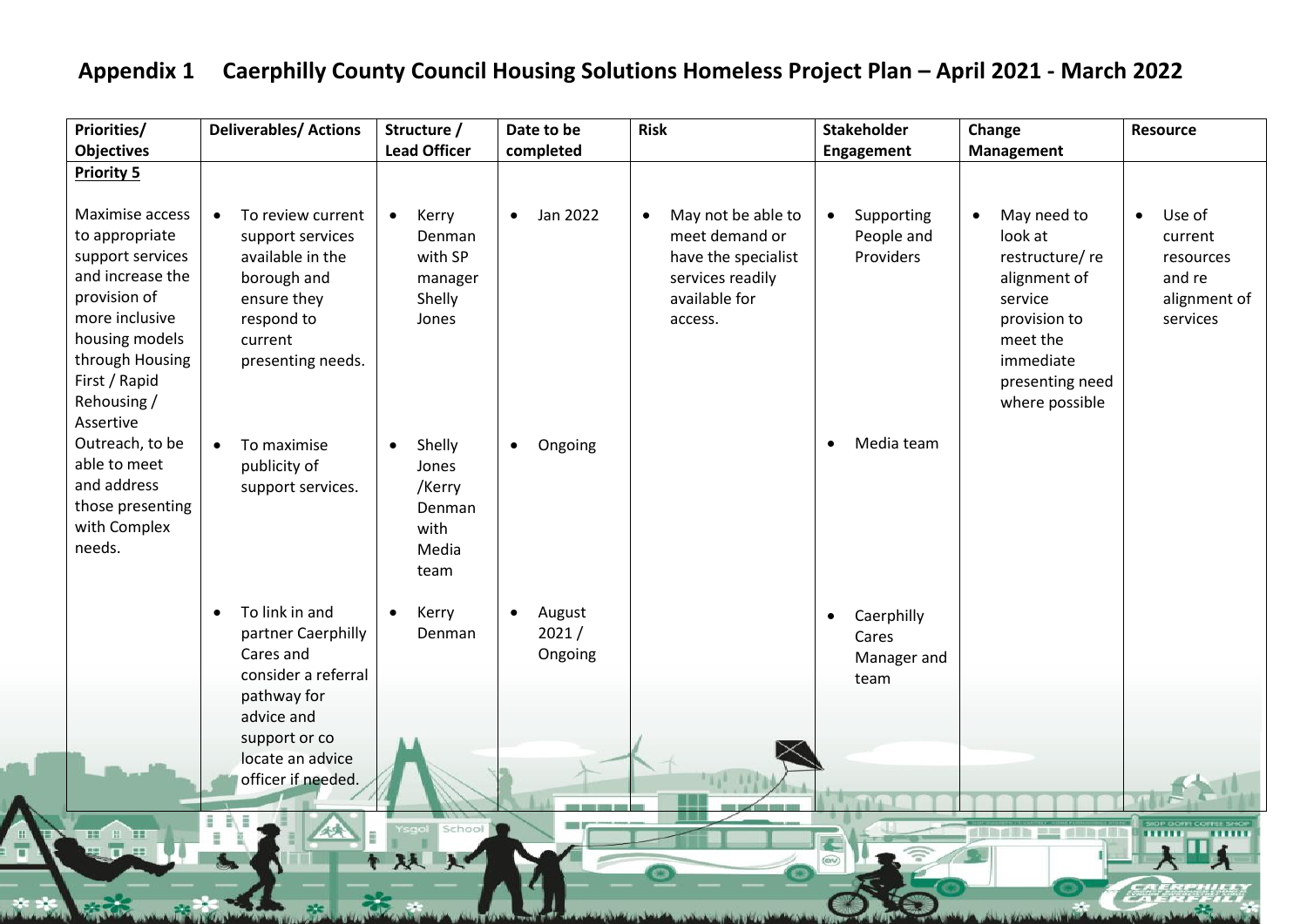## Appendix 1 Caerphilly County Council Housing Solutions Homeless Project Plan – April 2021 - March 2022

| Priorities/ Objectives | Deliverables/ Actions | Structure / Lead Officer | Date to be completed | Risk | Stakeholder Engagement | Change Management | Resource |
|---|---|---|---|---|---|---|---|
| **Priority 5**<br><br>Maximise access to appropriate support services and increase the provision of more inclusive housing models through Housing First / Rapid Rehousing / Assertive Outreach, to be able to meet and address those presenting with Complex needs. | • To review current support services available in the borough and ensure they respond to current presenting needs. | • Kerry Denman with SP manager Shelly Jones | • Jan 2022 | • May not be able to meet demand or have the specialist services readily available for access. | • Supporting People and Providers | • May need to look at restructure/ re alignment of service provision to meet the immediate presenting need where possible | • Use of current resources and re alignment of services |
| | • To maximise publicity of support services. | • Shelly Jones /Kerry Denman with Media team | • Ongoing | | • Media team | | |
| | • To link in and partner Caerphilly Cares and consider a referral pathway for advice and support or co locate an advice officer if needed. | • Kerry Denman | • August 2021 / Ongoing | | • Caerphilly Cares Manager and team | | |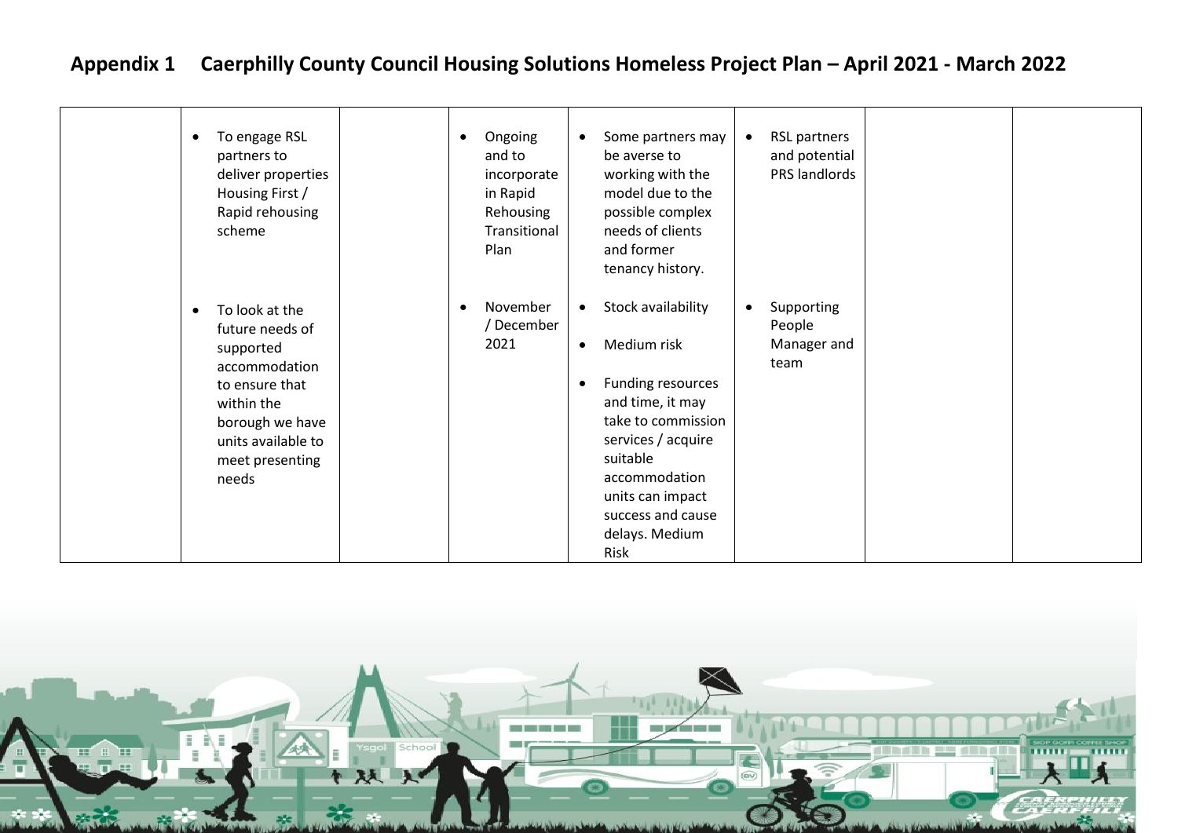## Appendix 1 Caerphilly County Council Housing Solutions Homeless Project Plan – April 2021 - March 2022

| | | | | | | | |
|---|---|---|---|---|---|---|---|
| | • To engage RSL partners to deliver properties Housing First / Rapid rehousing scheme | | • Ongoing and to incorporate in Rapid Rehousing Transitional Plan | • Some partners may be averse to working with the model due to the possible complex needs of clients and former tenancy history. | • RSL partners and potential PRS landlords | | |
| | • To look at the future needs of supported accommodation to ensure that within the borough we have units available to meet presenting needs | | • November / December 2021 | • Stock availability<br>• Medium risk<br>• Funding resources and time, it may take to commission services / acquire suitable accommodation units can impact success and cause delays. Medium Risk | • Supporting People Manager and team | | |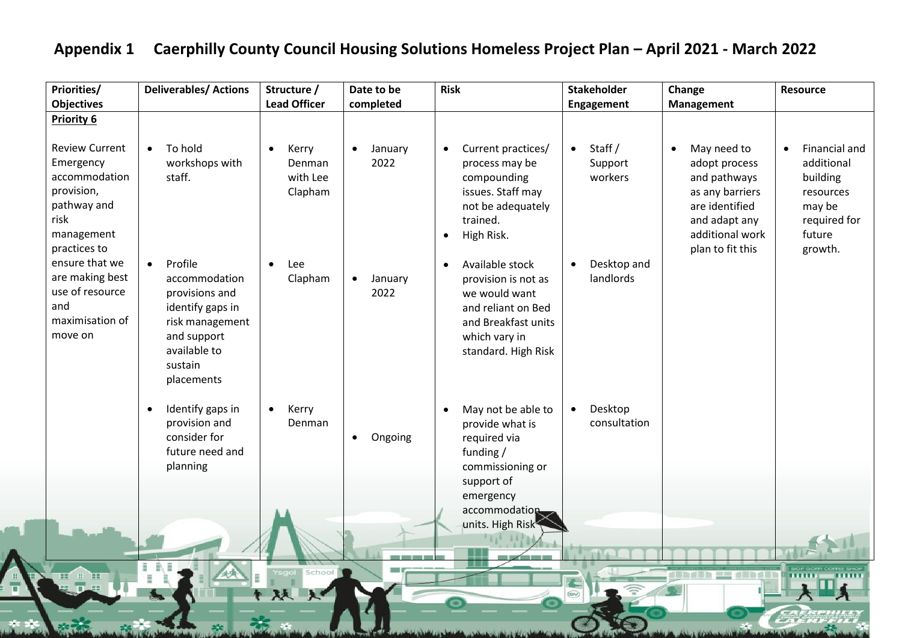## Appendix 1 Caerphilly County Council Housing Solutions Homeless Project Plan – April 2021 - March 2022

| Priorities/ Objectives | Deliverables/ Actions | Structure / Lead Officer | Date to be completed | Risk | Stakeholder Engagement | Change Management | Resource |
|---|---|---|---|---|---|---|---|
| **Priority 6**<br><br>Review Current Emergency accommodation provision, pathway and risk management practices to ensure that we are making best use of resource and maximisation of move on | • To hold workshops with staff. | • Kerry Denman with Lee Clapham | • January 2022 | • Current practices/ process may be compounding issues. Staff may not be adequately trained.<br>• High Risk. | • Staff / Support workers | • May need to adopt process and pathways as any barriers are identified and adapt any additional work plan to fit this | • Financial and additional building resources may be required for future growth. |
| | • Profile accommodation provisions and identify gaps in risk management and support available to sustain placements | • Lee Clapham | • January 2022 | • Available stock provision is not as we would want and reliant on Bed and Breakfast units which vary in standard. High Risk | • Desktop and landlords | | |
| | • Identify gaps in provision and consider for future need and planning | • Kerry Denman | • Ongoing | • May not be able to provide what is required via funding / commissioning or support of emergency accommodation units. High Risk | • Desktop consultation | | |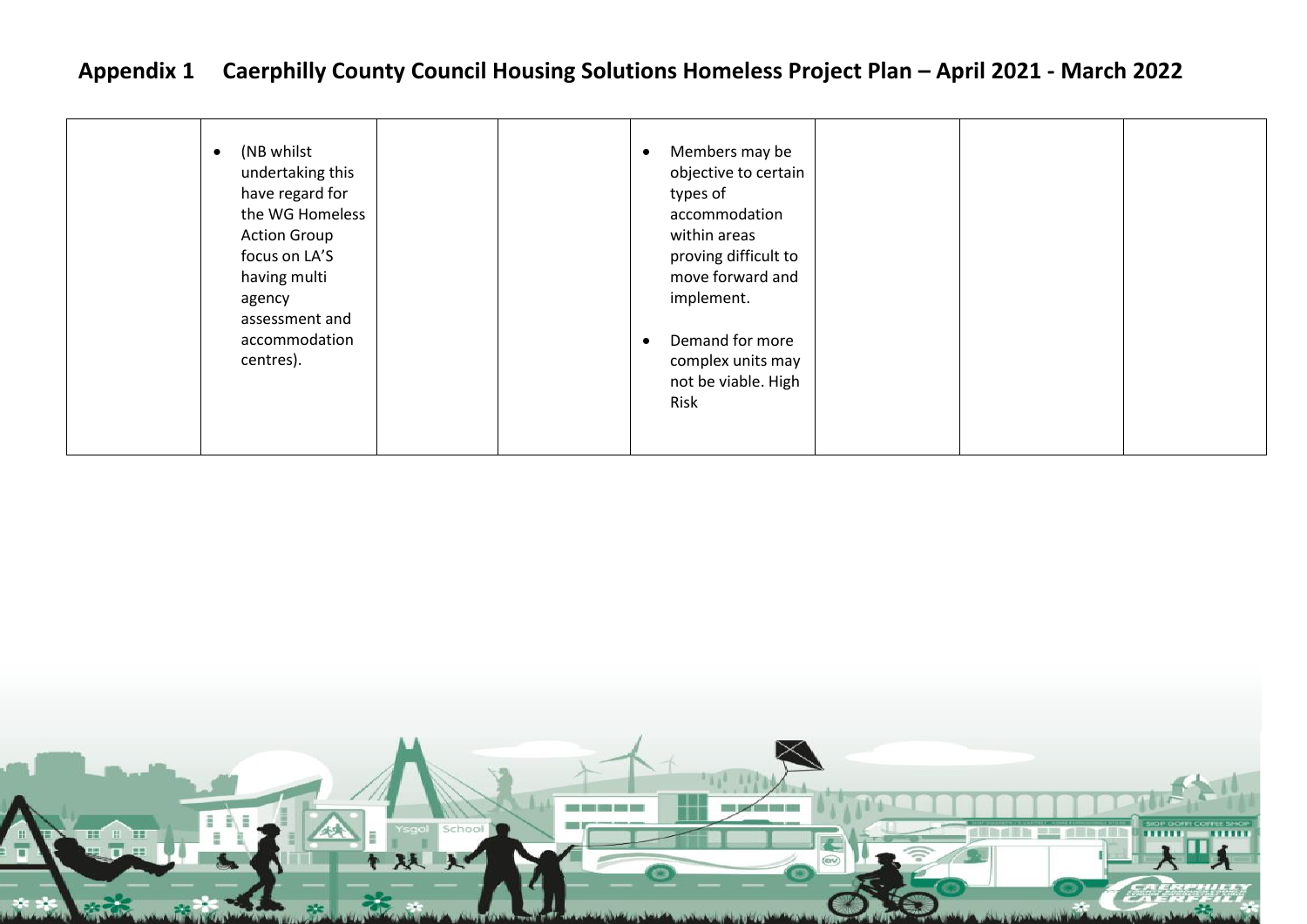## Appendix 1 Caerphilly County Council Housing Solutions Homeless Project Plan – April 2021 - March 2022

| | | | | | | | |
|---|---|---|---|---|---|---|---|
| | • (NB whilst undertaking this have regard for the WG Homeless Action Group focus on LA'S having multi agency assessment and accommodation centres). | | | • Members may be objective to certain types of accommodation within areas proving difficult to move forward and implement.<br><br>• Demand for more complex units may not be viable. High Risk | | | |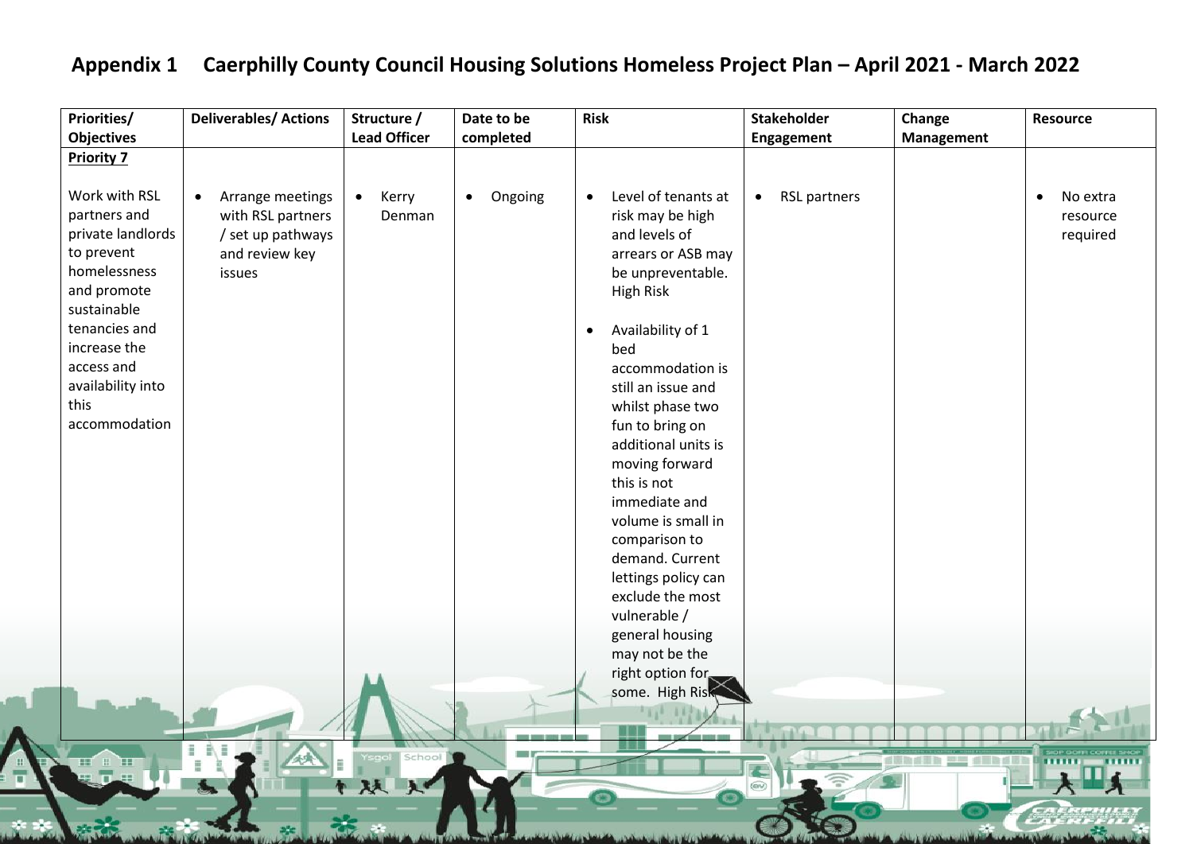## Appendix 1 Caerphilly County Council Housing Solutions Homeless Project Plan – April 2021 - March 2022

| Priorities/ Objectives | Deliverables/ Actions | Structure / Lead Officer | Date to be completed | Risk | Stakeholder Engagement | Change Management | Resource |
|---|---|---|---|---|---|---|---|
| **Priority 7**<br><br>Work with RSL partners and private landlords to prevent homelessness and promote sustainable tenancies and increase the access and availability into this accommodation | • Arrange meetings with RSL partners / set up pathways and review key issues | • Kerry Denman | • Ongoing | • Level of tenants at risk may be high and levels of arrears or ASB may be unpreventable. High Risk<br><br>• Availability of 1 bed accommodation is still an issue and whilst phase two fun to bring on additional units is moving forward this is not immediate and volume is small in comparison to demand. Current lettings policy can exclude the most vulnerable / general housing may not be the right option for some. High Risk | • RSL partners | | • No extra resource required |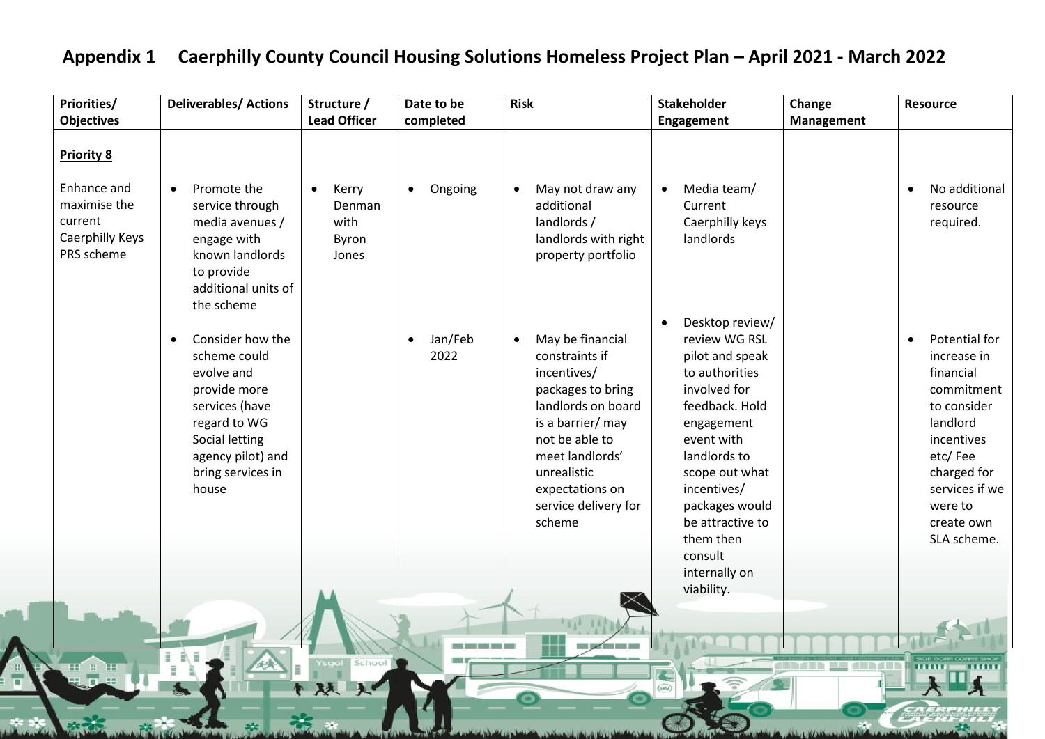## Appendix 1 Caerphilly County Council Housing Solutions Homeless Project Plan – April 2021 - March 2022

| Priorities/ Objectives | Deliverables/ Actions | Structure / Lead Officer | Date to be completed | Risk | Stakeholder Engagement | Change Management | Resource |
|---|---|---|---|---|---|---|---|
| **Priority 8**<br><br>Enhance and maximise the current Caerphilly Keys PRS scheme | • Promote the service through media avenues / engage with known landlords to provide additional units of the scheme | • Kerry Denman with Byron Jones | • Ongoing | • May not draw any additional landlords / landlords with right property portfolio | • Media team/ Current Caerphilly keys landlords | | • No additional resource required. |
| | • Consider how the scheme could evolve and provide more services (have regard to WG Social letting agency pilot) and bring services in house | | • Jan/Feb 2022 | • May be financial constraints if incentives/ packages to bring landlords on board is a barrier/ may not be able to meet landlords' unrealistic expectations on service delivery for scheme | • Desktop review/ review WG RSL pilot and speak to authorities involved for feedback. Hold engagement event with landlords to scope out what incentives/ packages would be attractive to them then consult internally on viability. | | • Potential for increase in financial commitment to consider landlord incentives etc/ Fee charged for services if we were to create own SLA scheme. |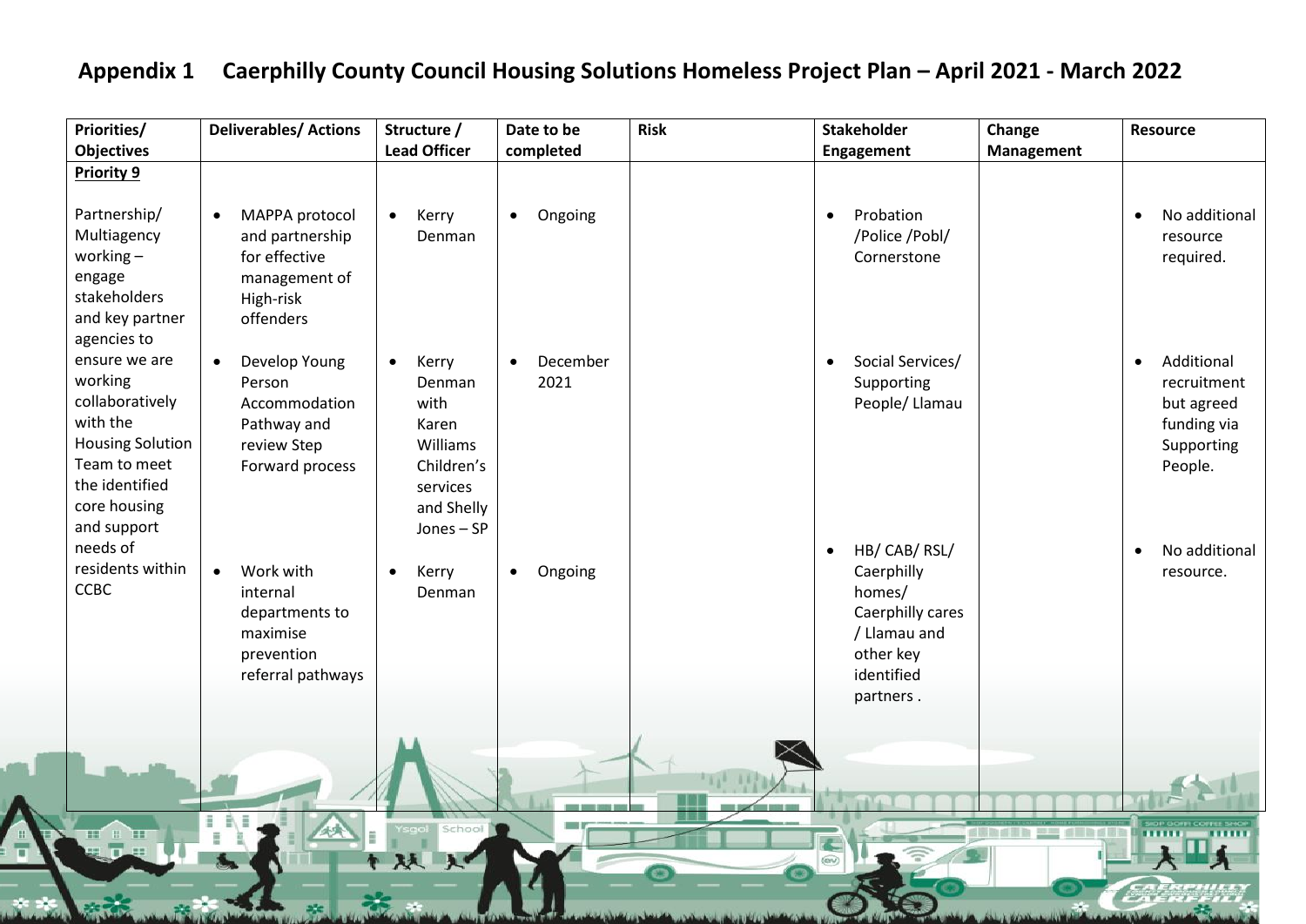## Appendix 1 Caerphilly County Council Housing Solutions Homeless Project Plan – April 2021 - March 2022

| Priorities/ Objectives | Deliverables/ Actions | Structure / Lead Officer | Date to be completed | Risk | Stakeholder Engagement | Change Management | Resource |
|---|---|---|---|---|---|---|---|
| **Priority 9**<br><br>Partnership/ Multiagency working – engage stakeholders and key partner agencies to ensure we are working collaboratively with the Housing Solution Team to meet the identified core housing and support needs of residents within CCBC | • MAPPA protocol and partnership for effective management of High-risk offenders | • Kerry Denman | • Ongoing | | • Probation /Police /Pobl/ Cornerstone | | • No additional resource required. |
| | • Develop Young Person Accommodation Pathway and review Step Forward process | • Kerry Denman with Karen Williams Children's services and Shelly Jones – SP | • December 2021 | | • Social Services/ Supporting People/ Llamau | | • Additional recruitment but agreed funding via Supporting People. |
| | • Work with internal departments to maximise prevention referral pathways | • Kerry Denman | • Ongoing | | • HB/ CAB/ RSL/ Caerphilly homes/ Caerphilly cares / Llamau and other key identified partners . | | • No additional resource. |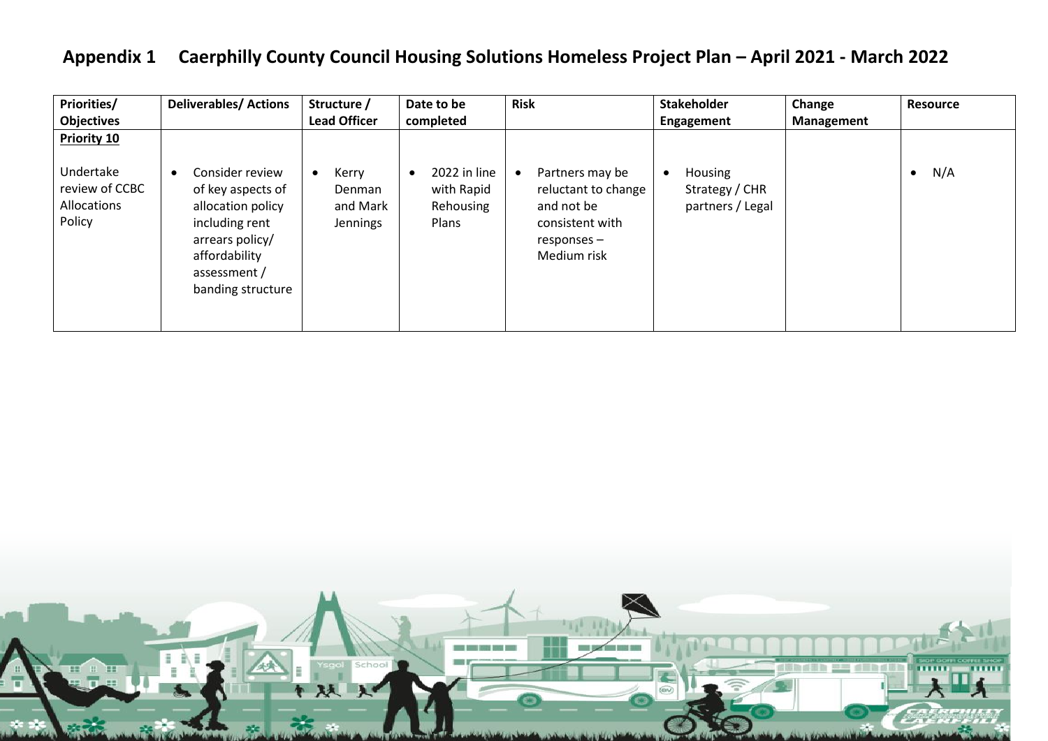## Appendix 1 Caerphilly County Council Housing Solutions Homeless Project Plan – April 2021 - March 2022

| Priorities/ Objectives | Deliverables/ Actions | Structure / Lead Officer | Date to be completed | Risk | Stakeholder Engagement | Change Management | Resource |
|---|---|---|---|---|---|---|---|
| **Priority 10**<br><br>Undertake review of CCBC Allocations Policy | • Consider review of key aspects of allocation policy including rent arrears policy/ affordability assessment / banding structure | • Kerry Denman and Mark Jennings | • 2022 in line with Rapid Rehousing Plans | • Partners may be reluctant to change and not be consistent with responses – Medium risk | • Housing Strategy / CHR partners / Legal | | • N/A |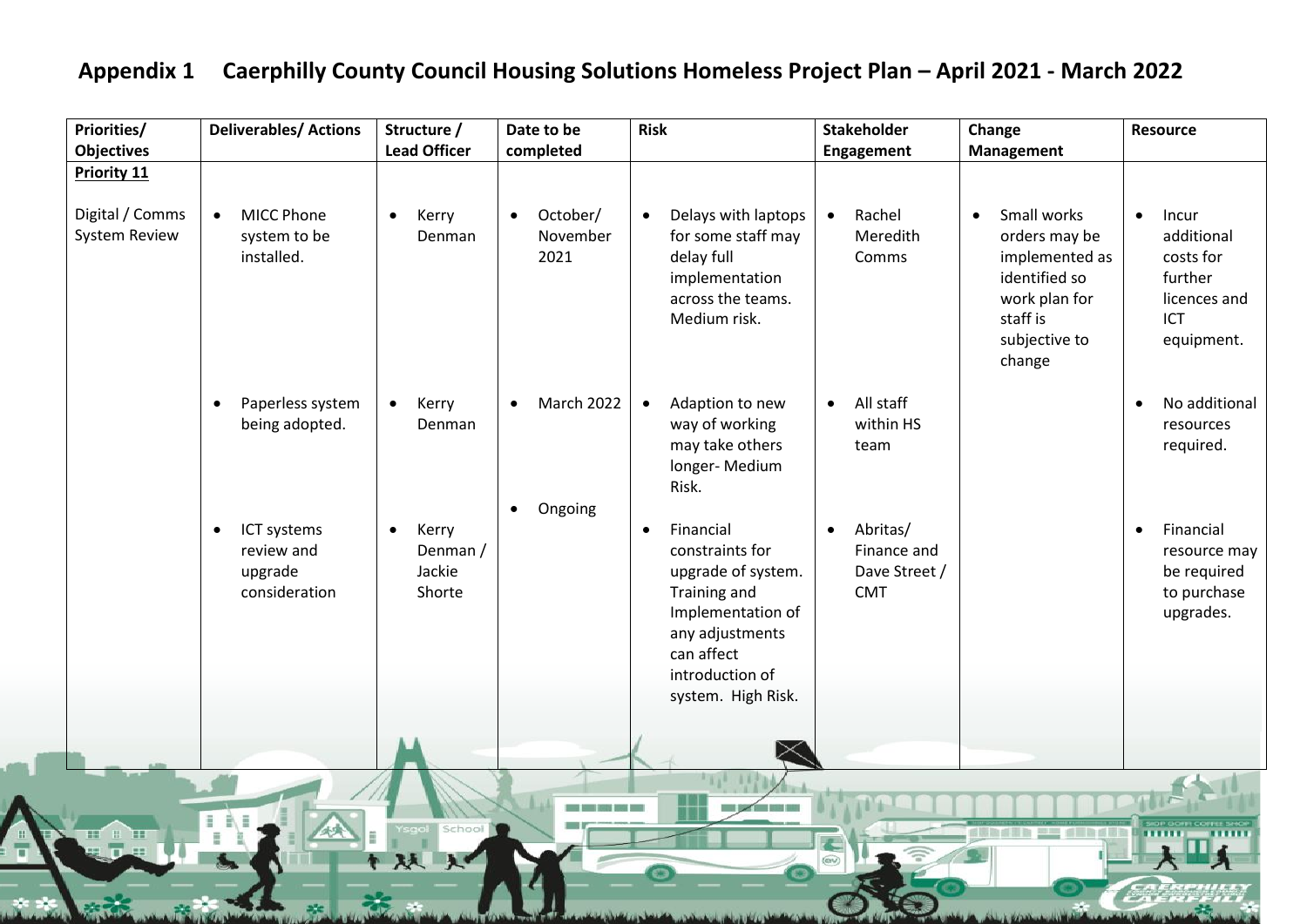# Appendix 1 Caerphilly County Council Housing Solutions Homeless Project Plan – April 2021 - March 2022

| Priorities/ Objectives | Deliverables/ Actions | Structure / Lead Officer | Date to be completed | Risk | Stakeholder Engagement | Change Management | Resource |
|---|---|---|---|---|---|---|---|
| **Priority 11**<br><br>Digital / Comms System Review | • MICC Phone system to be installed. | • Kerry Denman | • October/ November 2021 | • Delays with laptops for some staff may delay full implementation across the teams. Medium risk. | • Rachel Meredith Comms | • Small works orders may be implemented as identified so work plan for staff is subjective to change | • Incur additional costs for further licences and ICT equipment. |
| | • Paperless system being adopted. | • Kerry Denman | • March 2022 | • Adaption to new way of working may take others longer- Medium Risk. | • All staff within HS team | | • No additional resources required. |
| | • ICT systems review and upgrade consideration | • Kerry Denman / Jackie Shorte | • Ongoing | • Financial constraints for upgrade of system. Training and Implementation of any adjustments can affect introduction of system. High Risk. | • Abritas/ Finance and Dave Street / CMT | | • Financial resource may be required to purchase upgrades. |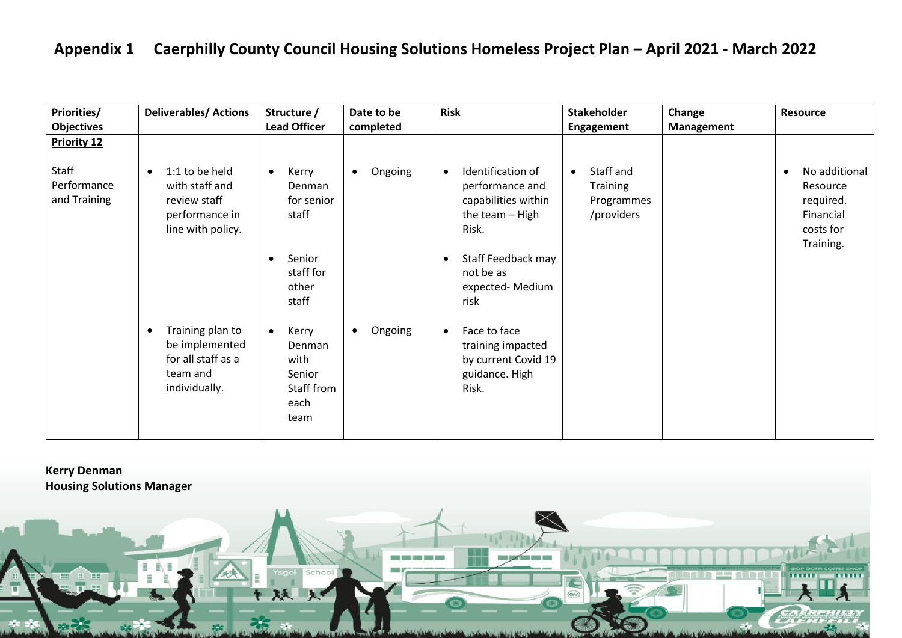# Appendix 1 Caerphilly County Council Housing Solutions Homeless Project Plan – April 2021 - March 2022

| Priorities/ Objectives | Deliverables/ Actions | Structure / Lead Officer | Date to be completed | Risk | Stakeholder Engagement | Change Management | Resource |
|---|---|---|---|---|---|---|---|
| **Priority 12**<br><br>Staff Performance and Training | • 1:1 to be held with staff and review staff performance in line with policy. | • Kerry Denman for senior staff<br>• Senior staff for other staff | • Ongoing | • Identification of performance and capabilities within the team – High Risk.<br>• Staff Feedback may not be as expected- Medium risk | • Staff and Training Programmes /providers | | • No additional Resource required. Financial costs for Training. |
| | • Training plan to be implemented for all staff as a team and individually. | • Kerry Denman with Senior Staff from each team | • Ongoing | • Face to face training impacted by current Covid 19 guidance. High Risk. | | | |

**Kerry Denman**
**Housing Solutions Manager**